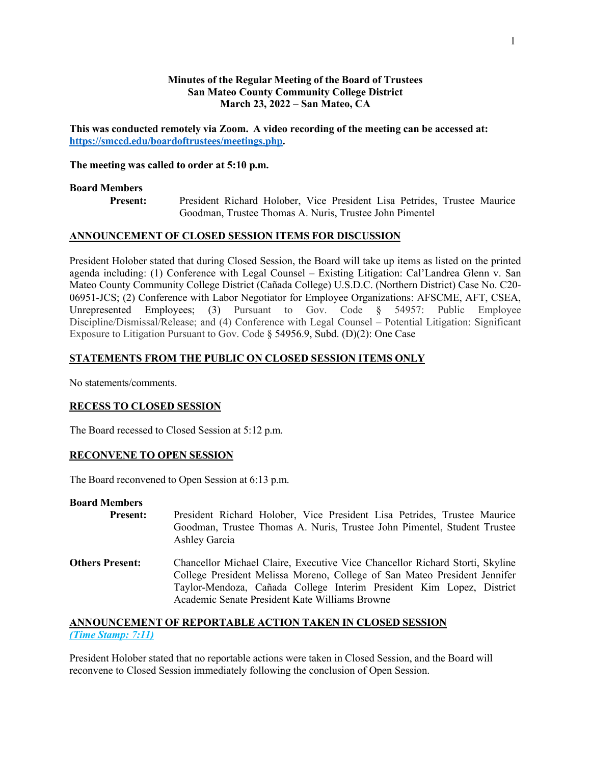**Minutes of the Regular Meeting of the Board of Trustees**
**San Mateo County Community College District**
**March 23, 2022 – San Mateo, CA**

**This was conducted remotely via Zoom. A video recording of the meeting can be accessed at: [https://smccd.edu/boardoftrustees/meetings.php](https://smccd.edu/boardoftrustees/meetings.php).**

**The meeting was called to order at 5:10 p.m.**

**Board Members**
**Present:** President Richard Holober, Vice President Lisa Petrides, Trustee Maurice Goodman, Trustee Thomas A. Nuris, Trustee John Pimentel

**ANNOUNCEMENT OF CLOSED SESSION ITEMS FOR DISCUSSION**

President Holober stated that during Closed Session, the Board will take up items as listed on the printed agenda including: (1) Conference with Legal Counsel – Existing Litigation: Cal'Landrea Glenn v. San Mateo County Community College District (Cañada College) U.S.D.C. (Northern District) Case No. C20-06951-JCS; (2) Conference with Labor Negotiator for Employee Organizations: AFSCME, AFT, CSEA, Unrepresented Employees; (3) Pursuant to Gov. Code § 54957: Public Employee Discipline/Dismissal/Release; and (4) Conference with Legal Counsel – Potential Litigation: Significant Exposure to Litigation Pursuant to Gov. Code § 54956.9, Subd. (D)(2): One Case

**STATEMENTS FROM THE PUBLIC ON CLOSED SESSION ITEMS ONLY**

No statements/comments.

**RECESS TO CLOSED SESSION**

The Board recessed to Closed Session at 5:12 p.m.

**RECONVENE TO OPEN SESSION**

The Board reconvened to Open Session at 6:13 p.m.

**Board Members**
**Present:** President Richard Holober, Vice President Lisa Petrides, Trustee Maurice Goodman, Trustee Thomas A. Nuris, Trustee John Pimentel, Student Trustee Ashley Garcia

**Others Present:** Chancellor Michael Claire, Executive Vice Chancellor Richard Storti, Skyline College President Melissa Moreno, College of San Mateo President Jennifer Taylor-Mendoza, Cañada College Interim President Kim Lopez, District Academic Senate President Kate Williams Browne

**ANNOUNCEMENT OF REPORTABLE ACTION TAKEN IN CLOSED SESSION**
***(Time Stamp: 7:11)***

President Holober stated that no reportable actions were taken in Closed Session, and the Board will reconvene to Closed Session immediately following the conclusion of Open Session.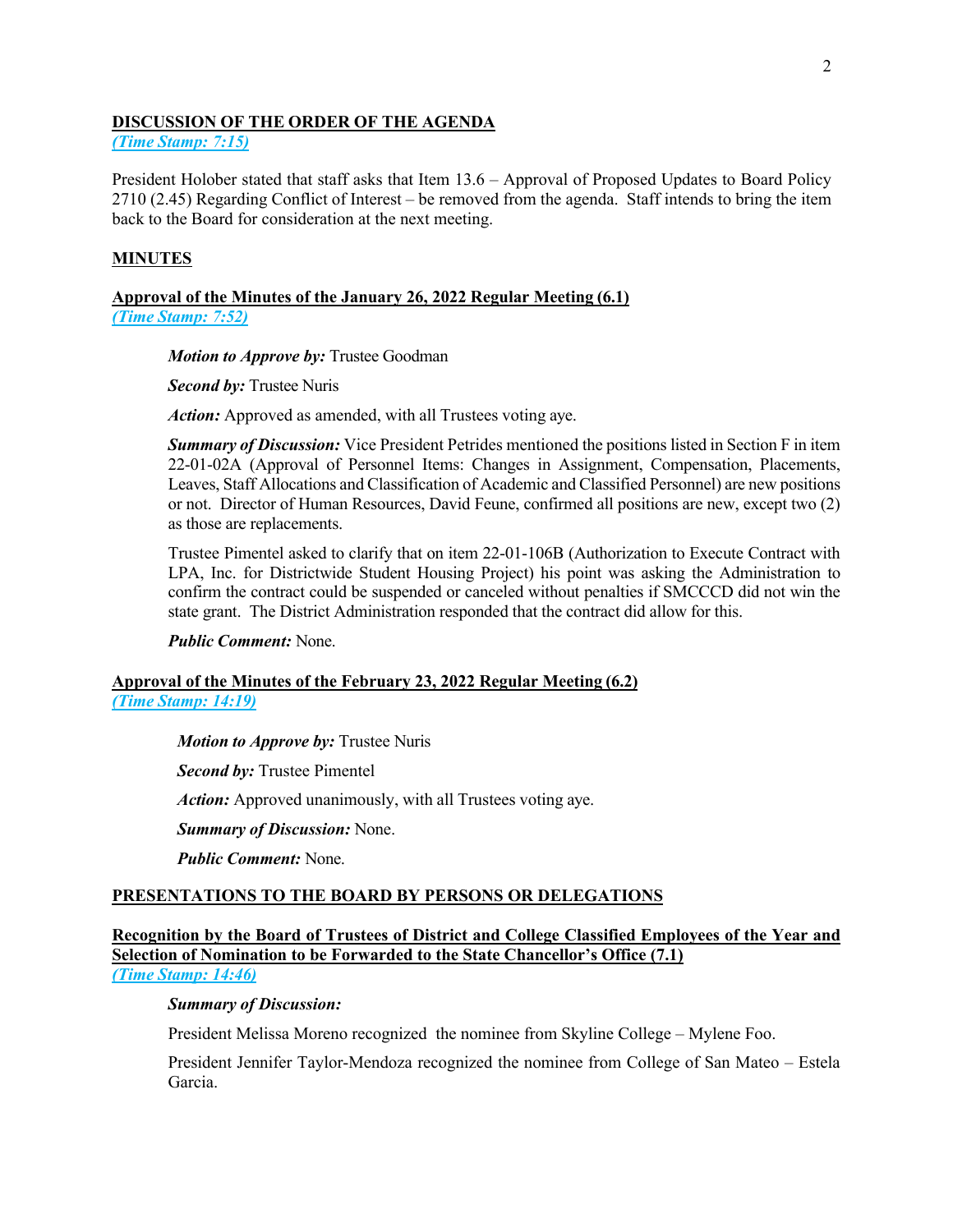**DISCUSSION OF THE ORDER OF THE AGENDA**
*(Time Stamp: 7:15)*

President Holober stated that staff asks that Item 13.6 – Approval of Proposed Updates to Board Policy 2710 (2.45) Regarding Conflict of Interest – be removed from the agenda. Staff intends to bring the item back to the Board for consideration at the next meeting.

**MINUTES**

**Approval of the Minutes of the January 26, 2022 Regular Meeting (6.1)**
*(Time Stamp: 7:52)*

> ***Motion to Approve by:*** Trustee Goodman
>
> ***Second by:*** Trustee Nuris
>
> ***Action:*** Approved as amended, with all Trustees voting aye.
>
> ***Summary of Discussion:*** Vice President Petrides mentioned the positions listed in Section F in item 22-01-02A (Approval of Personnel Items: Changes in Assignment, Compensation, Placements, Leaves, Staff Allocations and Classification of Academic and Classified Personnel) are new positions or not. Director of Human Resources, David Feune, confirmed all positions are new, except two (2) as those are replacements.
>
> Trustee Pimentel asked to clarify that on item 22-01-106B (Authorization to Execute Contract with LPA, Inc. for Districtwide Student Housing Project) his point was asking the Administration to confirm the contract could be suspended or canceled without penalties if SMCCCD did not win the state grant. The District Administration responded that the contract did allow for this.
>
> ***Public Comment:*** None.

**Approval of the Minutes of the February 23, 2022 Regular Meeting (6.2)**
*(Time Stamp: 14:19)*

> ***Motion to Approve by:*** Trustee Nuris
>
> ***Second by:*** Trustee Pimentel
>
> ***Action:*** Approved unanimously, with all Trustees voting aye.
>
> ***Summary of Discussion:*** None.
>
> ***Public Comment:*** None.

**PRESENTATIONS TO THE BOARD BY PERSONS OR DELEGATIONS**

**Recognition by the Board of Trustees of District and College Classified Employees of the Year and Selection of Nomination to be Forwarded to the State Chancellor's Office (7.1)**
*(Time Stamp: 14:46)*

> ***Summary of Discussion:***
>
> President Melissa Moreno recognized the nominee from Skyline College – Mylene Foo.
>
> President Jennifer Taylor-Mendoza recognized the nominee from College of San Mateo – Estela Garcia.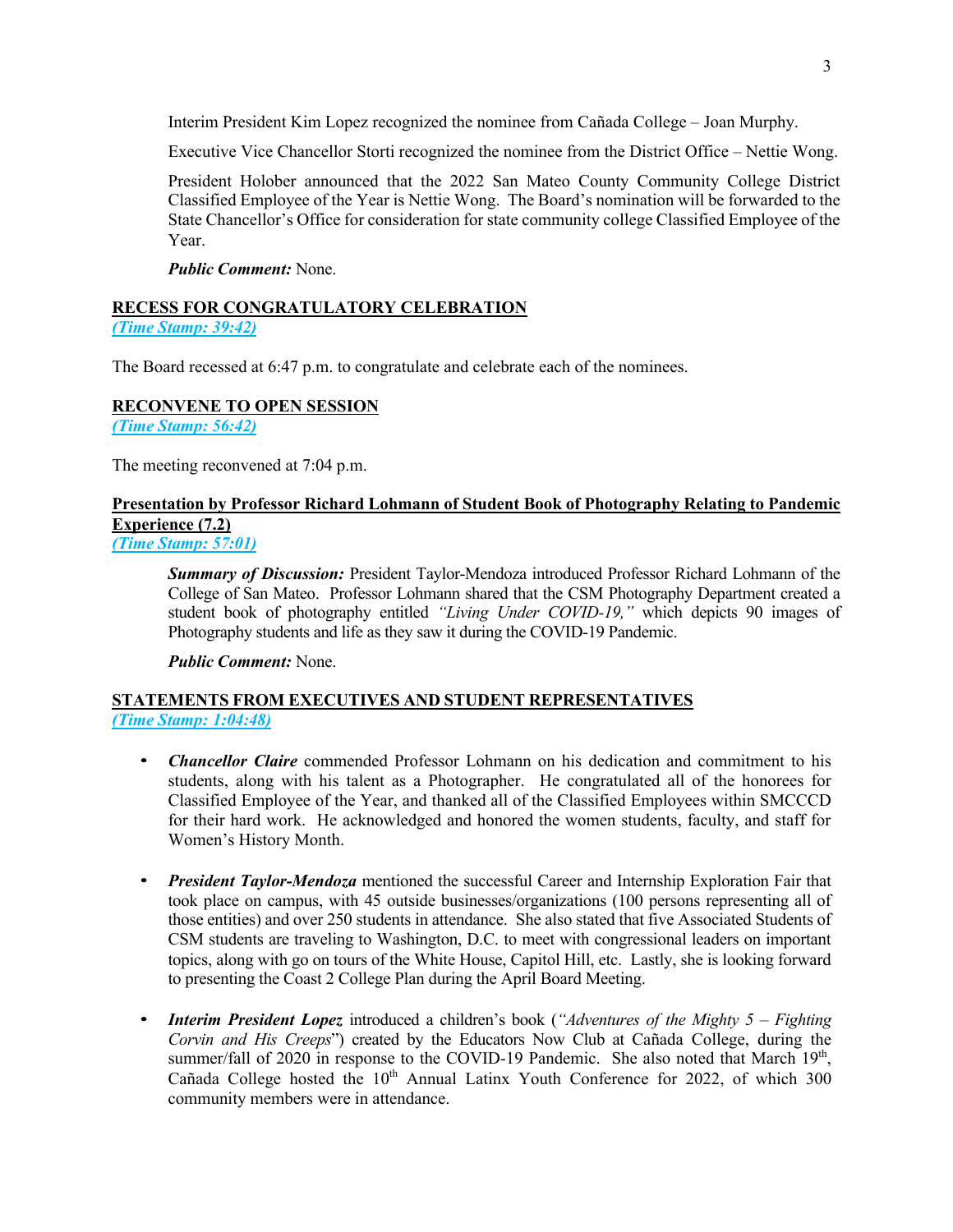Interim President Kim Lopez recognized the nominee from Cañada College – Joan Murphy.

Executive Vice Chancellor Storti recognized the nominee from the District Office – Nettie Wong.

President Holober announced that the 2022 San Mateo County Community College District Classified Employee of the Year is Nettie Wong. The Board's nomination will be forwarded to the State Chancellor's Office for consideration for state community college Classified Employee of the Year.

***Public Comment:*** None.

## RECESS FOR CONGRATULATORY CELEBRATION

*(Time Stamp: 39:42)*

The Board recessed at 6:47 p.m. to congratulate and celebrate each of the nominees.

## RECONVENE TO OPEN SESSION

*(Time Stamp: 56:42)*

The meeting reconvened at 7:04 p.m.

## Presentation by Professor Richard Lohmann of Student Book of Photography Relating to Pandemic Experience (7.2)

*(Time Stamp: 57:01)*

***Summary of Discussion:*** President Taylor-Mendoza introduced Professor Richard Lohmann of the College of San Mateo. Professor Lohmann shared that the CSM Photography Department created a student book of photography entitled *"Living Under COVID-19,"* which depicts 90 images of Photography students and life as they saw it during the COVID-19 Pandemic.

***Public Comment:*** None.

## STATEMENTS FROM EXECUTIVES AND STUDENT REPRESENTATIVES

*(Time Stamp: 1:04:48)*

- ***Chancellor Claire*** commended Professor Lohmann on his dedication and commitment to his students, along with his talent as a Photographer. He congratulated all of the honorees for Classified Employee of the Year, and thanked all of the Classified Employees within SMCCCD for their hard work. He acknowledged and honored the women students, faculty, and staff for Women's History Month.

- ***President Taylor-Mendoza*** mentioned the successful Career and Internship Exploration Fair that took place on campus, with 45 outside businesses/organizations (100 persons representing all of those entities) and over 250 students in attendance. She also stated that five Associated Students of CSM students are traveling to Washington, D.C. to meet with congressional leaders on important topics, along with go on tours of the White House, Capitol Hill, etc. Lastly, she is looking forward to presenting the Coast 2 College Plan during the April Board Meeting.

- ***Interim President Lopez*** introduced a children's book (*"Adventures of the Mighty 5 – Fighting Corvin and His Creeps*") created by the Educators Now Club at Cañada College, during the summer/fall of 2020 in response to the COVID-19 Pandemic. She also noted that March 19th, Cañada College hosted the 10th Annual Latinx Youth Conference for 2022, of which 300 community members were in attendance.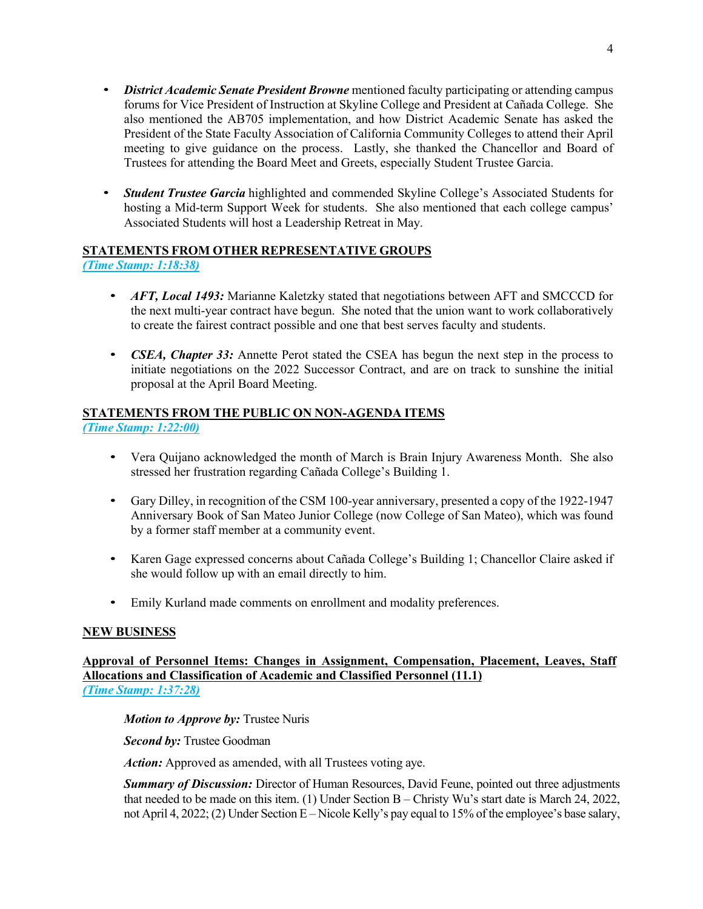- ***District Academic Senate President Browne*** mentioned faculty participating or attending campus forums for Vice President of Instruction at Skyline College and President at Cañada College. She also mentioned the AB705 implementation, and how District Academic Senate has asked the President of the State Faculty Association of California Community Colleges to attend their April meeting to give guidance on the process. Lastly, she thanked the Chancellor and Board of Trustees for attending the Board Meet and Greets, especially Student Trustee Garcia.

- ***Student Trustee Garcia*** highlighted and commended Skyline College's Associated Students for hosting a Mid-term Support Week for students. She also mentioned that each college campus' Associated Students will host a Leadership Retreat in May.

**STATEMENTS FROM OTHER REPRESENTATIVE GROUPS**

***(Time Stamp: 1:18:38)***

- ***AFT, Local 1493:*** Marianne Kaletzky stated that negotiations between AFT and SMCCCD for the next multi-year contract have begun. She noted that the union want to work collaboratively to create the fairest contract possible and one that best serves faculty and students.

- ***CSEA, Chapter 33:*** Annette Perot stated the CSEA has begun the next step in the process to initiate negotiations on the 2022 Successor Contract, and are on track to sunshine the initial proposal at the April Board Meeting.

**STATEMENTS FROM THE PUBLIC ON NON-AGENDA ITEMS**

***(Time Stamp: 1:22:00)***

- Vera Quijano acknowledged the month of March is Brain Injury Awareness Month. She also stressed her frustration regarding Cañada College's Building 1.

- Gary Dilley, in recognition of the CSM 100-year anniversary, presented a copy of the 1922-1947 Anniversary Book of San Mateo Junior College (now College of San Mateo), which was found by a former staff member at a community event.

- Karen Gage expressed concerns about Cañada College's Building 1; Chancellor Claire asked if she would follow up with an email directly to him.

- Emily Kurland made comments on enrollment and modality preferences.

**NEW BUSINESS**

**Approval of Personnel Items: Changes in Assignment, Compensation, Placement, Leaves, Staff Allocations and Classification of Academic and Classified Personnel (11.1)**

***(Time Stamp: 1:37:28)***

> ***Motion to Approve by:*** Trustee Nuris
>
> ***Second by:*** Trustee Goodman
>
> ***Action:*** Approved as amended, with all Trustees voting aye.
>
> ***Summary of Discussion:*** Director of Human Resources, David Feune, pointed out three adjustments that needed to be made on this item. (1) Under Section B – Christy Wu's start date is March 24, 2022, not April 4, 2022; (2) Under Section E – Nicole Kelly's pay equal to 15% of the employee's base salary,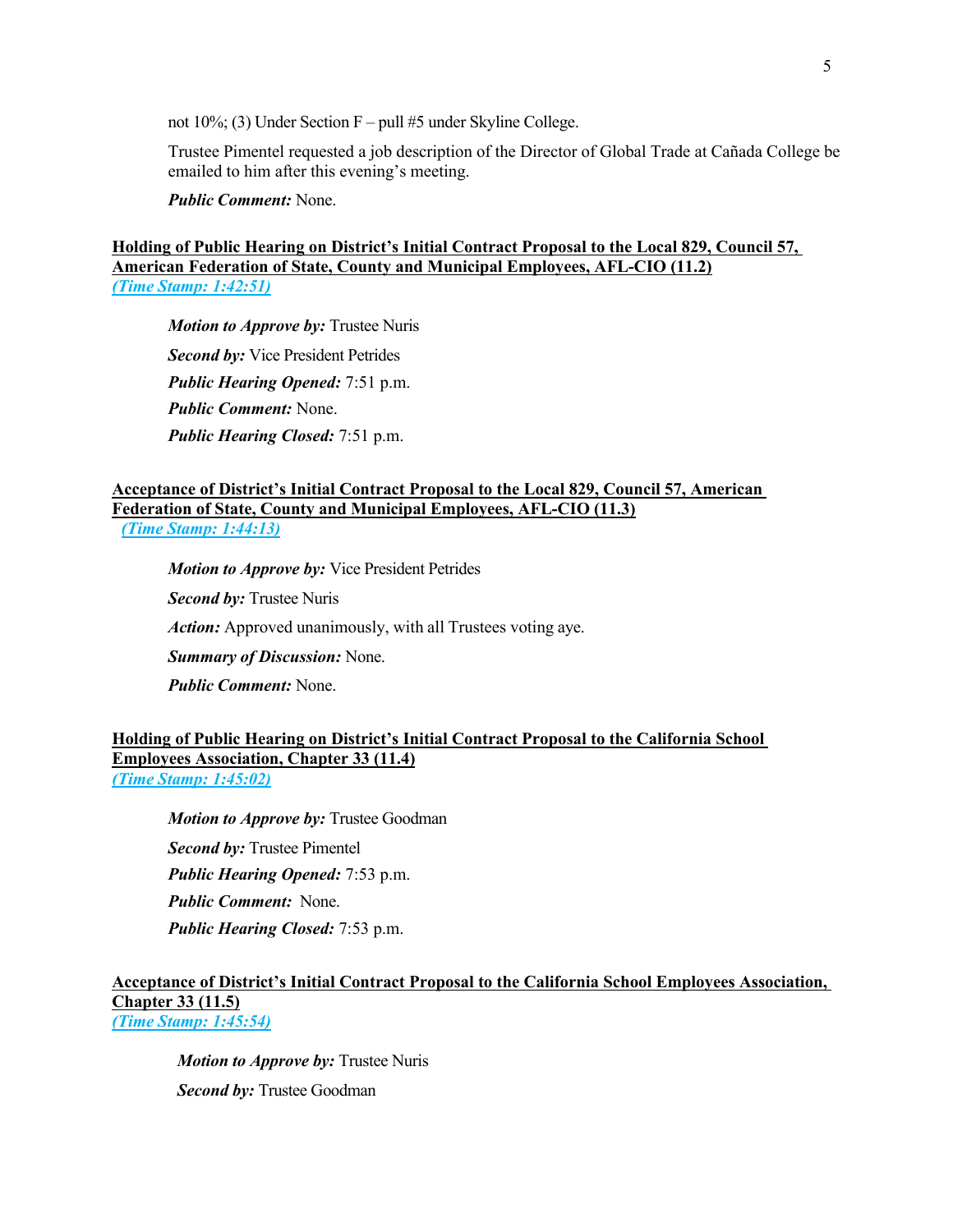not 10%; (3) Under Section F – pull #5 under Skyline College.

Trustee Pimentel requested a job description of the Director of Global Trade at Cañada College be emailed to him after this evening's meeting.

***Public Comment:*** None.

**Holding of Public Hearing on District's Initial Contract Proposal to the Local 829, Council 57, American Federation of State, County and Municipal Employees, AFL-CIO (11.2)**
***(Time Stamp: 1:42:51)***

***Motion to Approve by:*** Trustee Nuris

***Second by:*** Vice President Petrides

***Public Hearing Opened:*** 7:51 p.m.

***Public Comment:*** None.

***Public Hearing Closed:*** 7:51 p.m.

**Acceptance of District's Initial Contract Proposal to the Local 829, Council 57, American Federation of State, County and Municipal Employees, AFL-CIO (11.3)**
***(Time Stamp: 1:44:13)***

***Motion to Approve by:*** Vice President Petrides

***Second by:*** Trustee Nuris

***Action:*** Approved unanimously, with all Trustees voting aye.

***Summary of Discussion:*** None.

***Public Comment:*** None.

**Holding of Public Hearing on District's Initial Contract Proposal to the California School Employees Association, Chapter 33 (11.4)**
***(Time Stamp: 1:45:02)***

***Motion to Approve by:*** Trustee Goodman

***Second by:*** Trustee Pimentel

***Public Hearing Opened:*** 7:53 p.m.

***Public Comment:*** None.

***Public Hearing Closed:*** 7:53 p.m.

**Acceptance of District's Initial Contract Proposal to the California School Employees Association, Chapter 33 (11.5)**
***(Time Stamp: 1:45:54)***

***Motion to Approve by:*** Trustee Nuris

***Second by:*** Trustee Goodman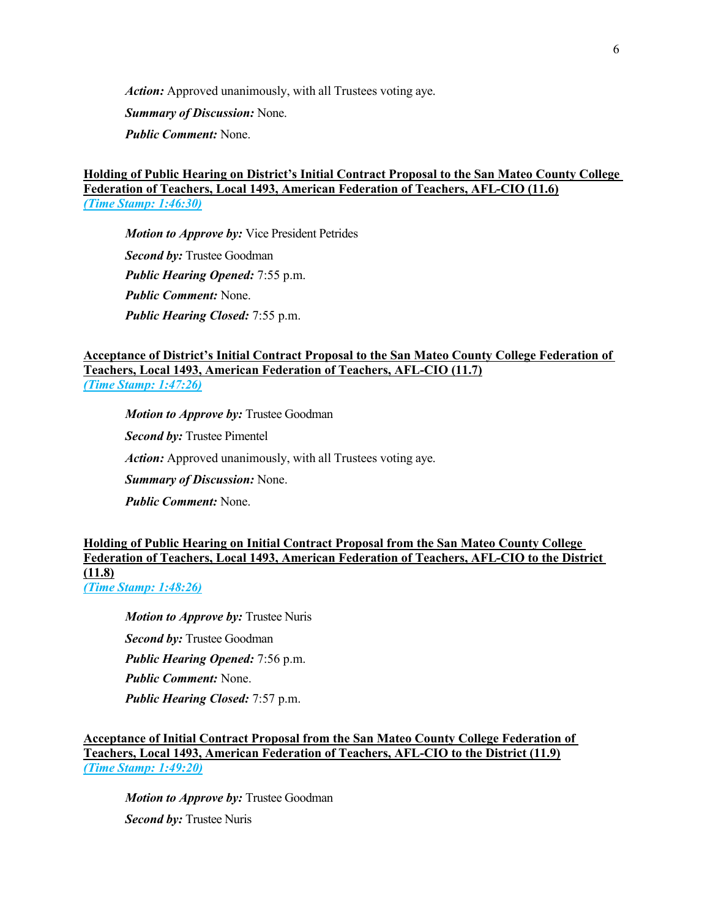***Action:*** Approved unanimously, with all Trustees voting aye.

***Summary of Discussion:*** None.

***Public Comment:*** None.

**Holding of Public Hearing on District's Initial Contract Proposal to the San Mateo County College Federation of Teachers, Local 1493, American Federation of Teachers, AFL-CIO (11.6)**
*(Time Stamp: 1:46:30)*

***Motion to Approve by:*** Vice President Petrides

***Second by:*** Trustee Goodman

***Public Hearing Opened:*** 7:55 p.m.

***Public Comment:*** None.

***Public Hearing Closed:*** 7:55 p.m.

**Acceptance of District's Initial Contract Proposal to the San Mateo County College Federation of Teachers, Local 1493, American Federation of Teachers, AFL-CIO (11.7)**
*(Time Stamp: 1:47:26)*

***Motion to Approve by:*** Trustee Goodman

***Second by:*** Trustee Pimentel

***Action:*** Approved unanimously, with all Trustees voting aye.

***Summary of Discussion:*** None.

***Public Comment:*** None.

**Holding of Public Hearing on Initial Contract Proposal from the San Mateo County College Federation of Teachers, Local 1493, American Federation of Teachers, AFL-CIO to the District (11.8)**
*(Time Stamp: 1:48:26)*

***Motion to Approve by:*** Trustee Nuris

***Second by:*** Trustee Goodman

***Public Hearing Opened:*** 7:56 p.m.

***Public Comment:*** None.

***Public Hearing Closed:*** 7:57 p.m.

**Acceptance of Initial Contract Proposal from the San Mateo County College Federation of Teachers, Local 1493, American Federation of Teachers, AFL-CIO to the District (11.9)**
*(Time Stamp: 1:49:20)*

***Motion to Approve by:*** Trustee Goodman

***Second by:*** Trustee Nuris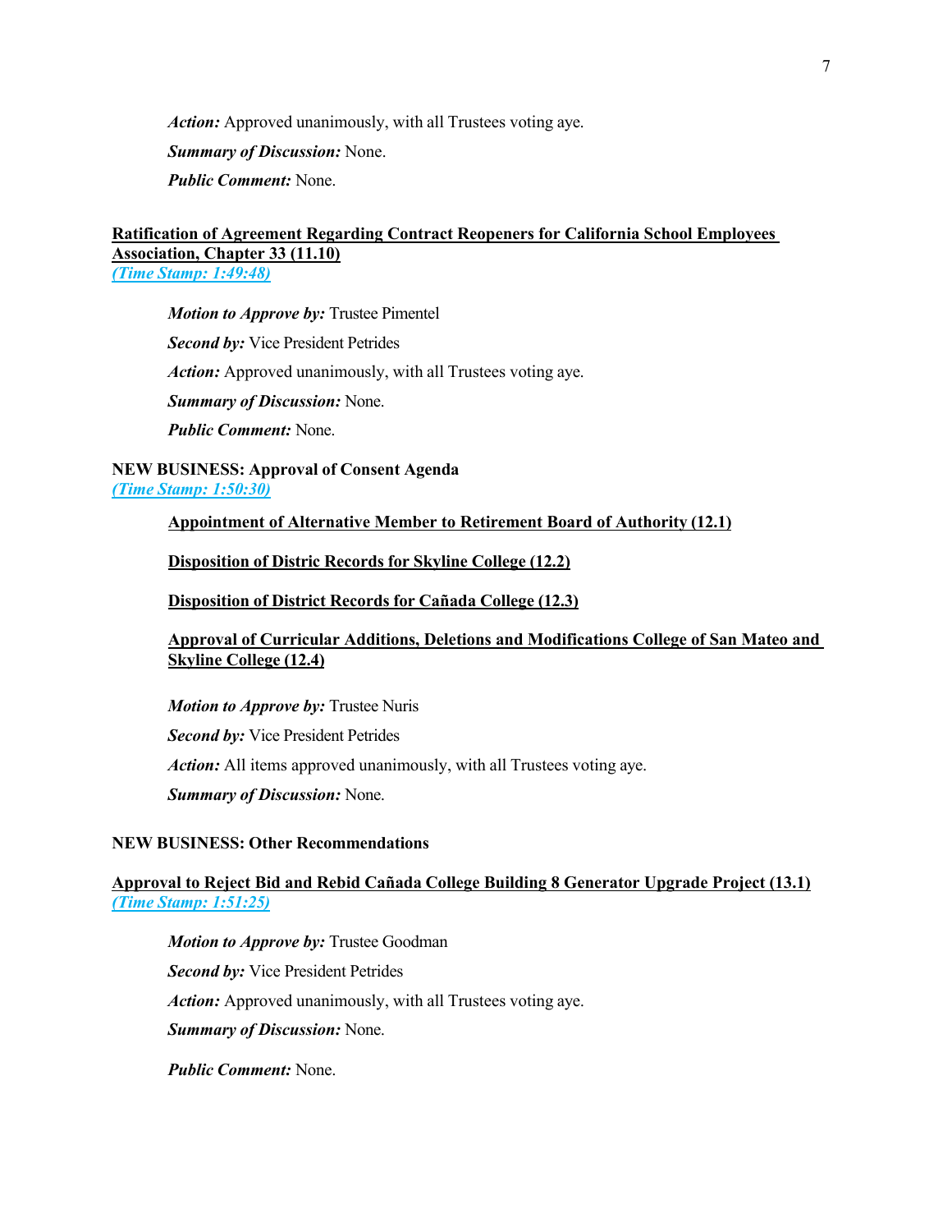***Action:*** Approved unanimously, with all Trustees voting aye.

***Summary of Discussion:*** None.

***Public Comment:*** None.

**Ratification of Agreement Regarding Contract Reopeners for California School Employees Association, Chapter 33 (11.10)**
***(Time Stamp: 1:49:48)***

***Motion to Approve by:*** Trustee Pimentel

***Second by:*** Vice President Petrides

***Action:*** Approved unanimously, with all Trustees voting aye.

***Summary of Discussion:*** None.

***Public Comment:*** None.

**NEW BUSINESS: Approval of Consent Agenda**
***(Time Stamp: 1:50:30)***

**Appointment of Alternative Member to Retirement Board of Authority (12.1)**

**Disposition of Distric Records for Skyline College (12.2)**

**Disposition of District Records for Cañada College (12.3)**

**Approval of Curricular Additions, Deletions and Modifications College of San Mateo and Skyline College (12.4)**

***Motion to Approve by:*** Trustee Nuris

***Second by:*** Vice President Petrides

***Action:*** All items approved unanimously, with all Trustees voting aye.

***Summary of Discussion:*** None.

**NEW BUSINESS: Other Recommendations**

**Approval to Reject Bid and Rebid Cañada College Building 8 Generator Upgrade Project (13.1)**
***(Time Stamp: 1:51:25)***

***Motion to Approve by:*** Trustee Goodman

***Second by:*** Vice President Petrides

***Action:*** Approved unanimously, with all Trustees voting aye.

***Summary of Discussion:*** None.

***Public Comment:*** None.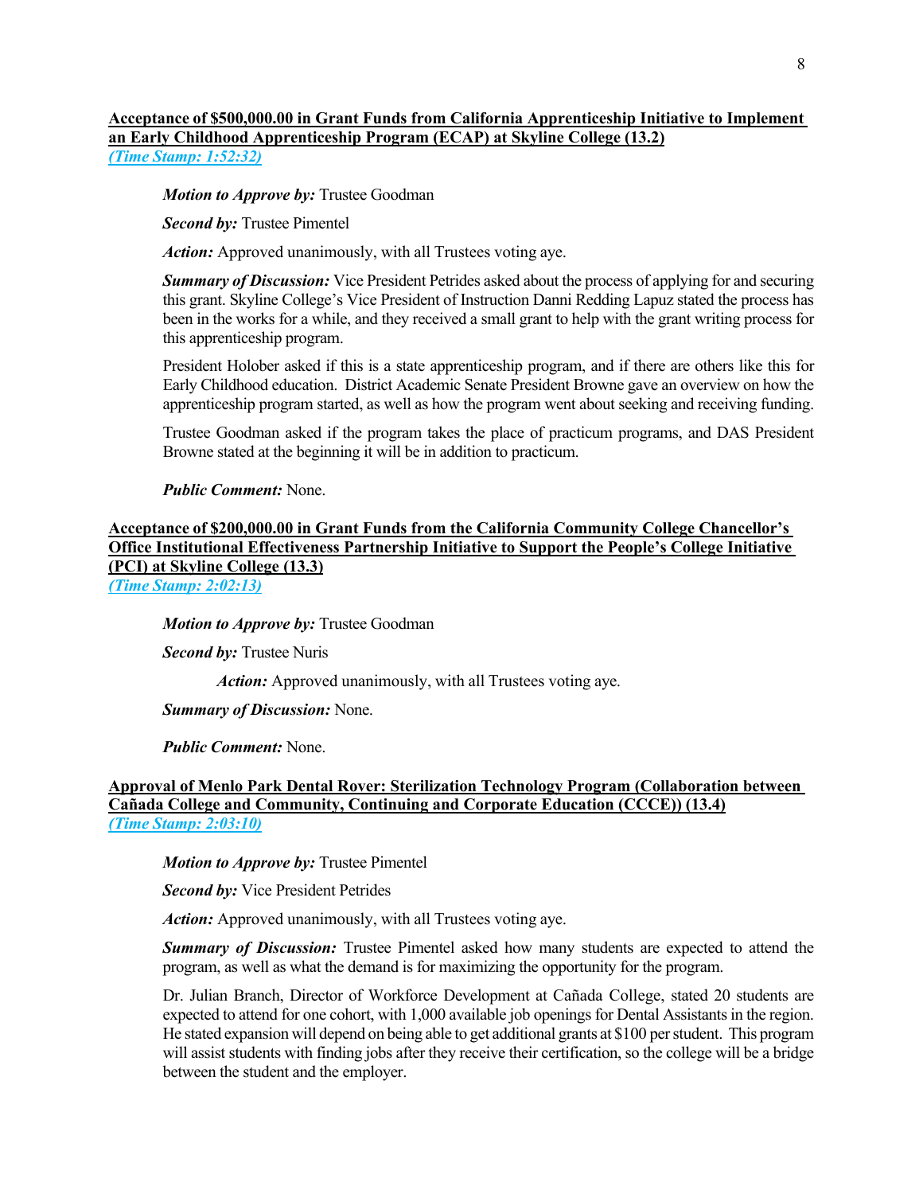**Acceptance of $500,000.00 in Grant Funds from California Apprenticeship Initiative to Implement an Early Childhood Apprenticeship Program (ECAP) at Skyline College (13.2)**
*(Time Stamp: 1:52:32)*

***Motion to Approve by:*** Trustee Goodman

***Second by:*** Trustee Pimentel

***Action:*** Approved unanimously, with all Trustees voting aye.

***Summary of Discussion:*** Vice President Petrides asked about the process of applying for and securing this grant. Skyline College's Vice President of Instruction Danni Redding Lapuz stated the process has been in the works for a while, and they received a small grant to help with the grant writing process for this apprenticeship program.

President Holober asked if this is a state apprenticeship program, and if there are others like this for Early Childhood education. District Academic Senate President Browne gave an overview on how the apprenticeship program started, as well as how the program went about seeking and receiving funding.

Trustee Goodman asked if the program takes the place of practicum programs, and DAS President Browne stated at the beginning it will be in addition to practicum.

***Public Comment:*** None.

**Acceptance of $200,000.00 in Grant Funds from the California Community College Chancellor's Office Institutional Effectiveness Partnership Initiative to Support the People's College Initiative (PCI) at Skyline College (13.3)**
*(Time Stamp: 2:02:13)*

***Motion to Approve by:*** Trustee Goodman

***Second by:*** Trustee Nuris

***Action:*** Approved unanimously, with all Trustees voting aye.

***Summary of Discussion:*** None.

***Public Comment:*** None.

**Approval of Menlo Park Dental Rover: Sterilization Technology Program (Collaboration between Cañada College and Community, Continuing and Corporate Education (CCCE)) (13.4)**
*(Time Stamp: 2:03:10)*

***Motion to Approve by:*** Trustee Pimentel

***Second by:*** Vice President Petrides

***Action:*** Approved unanimously, with all Trustees voting aye.

***Summary of Discussion:*** Trustee Pimentel asked how many students are expected to attend the program, as well as what the demand is for maximizing the opportunity for the program.

Dr. Julian Branch, Director of Workforce Development at Cañada College, stated 20 students are expected to attend for one cohort, with 1,000 available job openings for Dental Assistants in the region. He stated expansion will depend on being able to get additional grants at $100 per student. This program will assist students with finding jobs after they receive their certification, so the college will be a bridge between the student and the employer.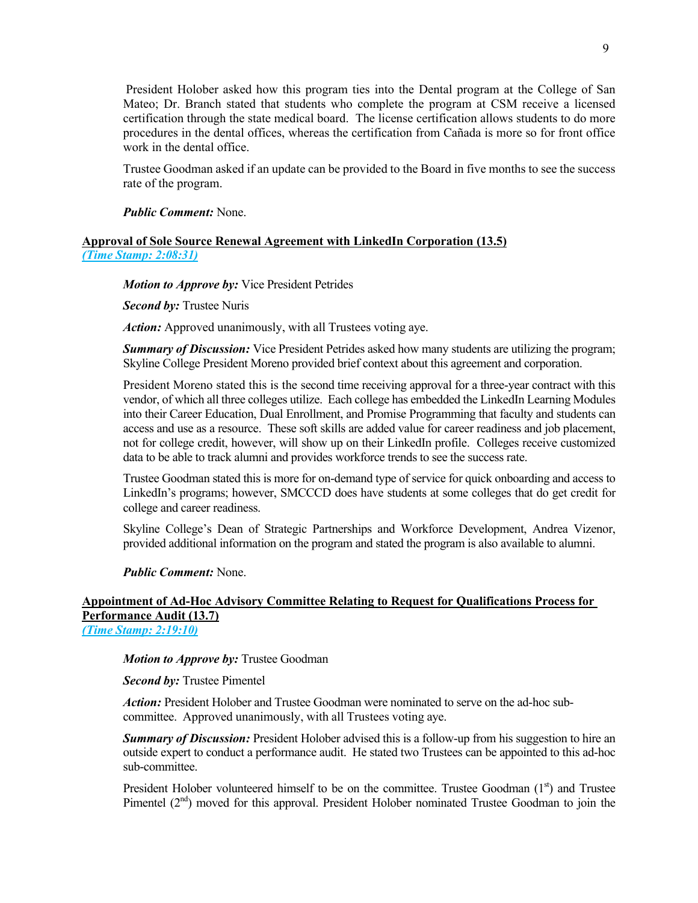President Holober asked how this program ties into the Dental program at the College of San Mateo; Dr. Branch stated that students who complete the program at CSM receive a licensed certification through the state medical board. The license certification allows students to do more procedures in the dental offices, whereas the certification from Cañada is more so for front office work in the dental office.

Trustee Goodman asked if an update can be provided to the Board in five months to see the success rate of the program.

***Public Comment:*** None.

**Approval of Sole Source Renewal Agreement with LinkedIn Corporation (13.5)**
***(Time Stamp: 2:08:31)***

***Motion to Approve by:*** Vice President Petrides

***Second by:*** Trustee Nuris

***Action:*** Approved unanimously, with all Trustees voting aye.

***Summary of Discussion:*** Vice President Petrides asked how many students are utilizing the program; Skyline College President Moreno provided brief context about this agreement and corporation.

President Moreno stated this is the second time receiving approval for a three-year contract with this vendor, of which all three colleges utilize. Each college has embedded the LinkedIn Learning Modules into their Career Education, Dual Enrollment, and Promise Programming that faculty and students can access and use as a resource. These soft skills are added value for career readiness and job placement, not for college credit, however, will show up on their LinkedIn profile. Colleges receive customized data to be able to track alumni and provides workforce trends to see the success rate.

Trustee Goodman stated this is more for on-demand type of service for quick onboarding and access to LinkedIn's programs; however, SMCCCD does have students at some colleges that do get credit for college and career readiness.

Skyline College's Dean of Strategic Partnerships and Workforce Development, Andrea Vizenor, provided additional information on the program and stated the program is also available to alumni.

***Public Comment:*** None.

**Appointment of Ad-Hoc Advisory Committee Relating to Request for Qualifications Process for Performance Audit (13.7)**
***(Time Stamp: 2:19:10)***

***Motion to Approve by:*** Trustee Goodman

***Second by:*** Trustee Pimentel

***Action:*** President Holober and Trustee Goodman were nominated to serve on the ad-hoc sub-committee. Approved unanimously, with all Trustees voting aye.

***Summary of Discussion:*** President Holober advised this is a follow-up from his suggestion to hire an outside expert to conduct a performance audit. He stated two Trustees can be appointed to this ad-hoc sub-committee.

President Holober volunteered himself to be on the committee. Trustee Goodman (1st) and Trustee Pimentel (2nd) moved for this approval. President Holober nominated Trustee Goodman to join the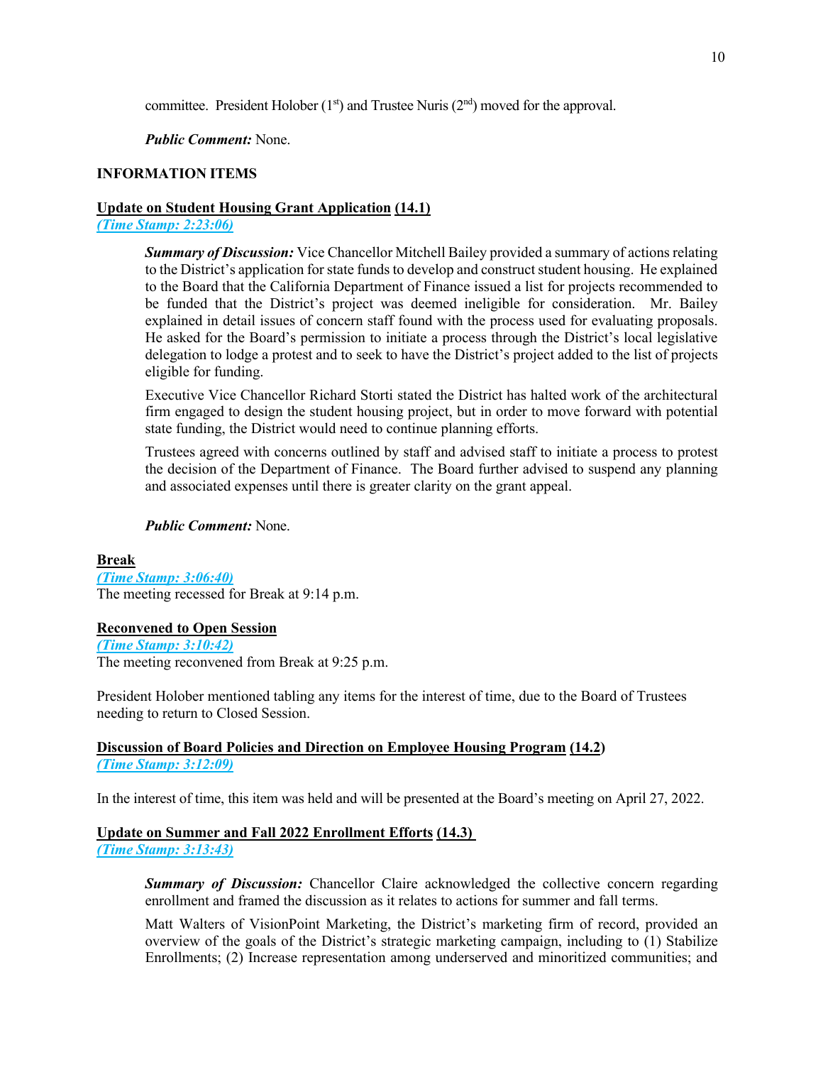committee. President Holober (1st) and Trustee Nuris (2nd) moved for the approval.

***Public Comment:*** None.

**INFORMATION ITEMS**

**Update on Student Housing Grant Application (14.1)**
*(Time Stamp: 2:23:06)*

***Summary of Discussion:*** Vice Chancellor Mitchell Bailey provided a summary of actions relating to the District's application for state funds to develop and construct student housing. He explained to the Board that the California Department of Finance issued a list for projects recommended to be funded that the District's project was deemed ineligible for consideration. Mr. Bailey explained in detail issues of concern staff found with the process used for evaluating proposals. He asked for the Board's permission to initiate a process through the District's local legislative delegation to lodge a protest and to seek to have the District's project added to the list of projects eligible for funding.

Executive Vice Chancellor Richard Storti stated the District has halted work of the architectural firm engaged to design the student housing project, but in order to move forward with potential state funding, the District would need to continue planning efforts.

Trustees agreed with concerns outlined by staff and advised staff to initiate a process to protest the decision of the Department of Finance. The Board further advised to suspend any planning and associated expenses until there is greater clarity on the grant appeal.

***Public Comment:*** None.

**Break**
*(Time Stamp: 3:06:40)*
The meeting recessed for Break at 9:14 p.m.

**Reconvened to Open Session**
*(Time Stamp: 3:10:42)*
The meeting reconvened from Break at 9:25 p.m.

President Holober mentioned tabling any items for the interest of time, due to the Board of Trustees needing to return to Closed Session.

**Discussion of Board Policies and Direction on Employee Housing Program (14.2)**
*(Time Stamp: 3:12:09)*

In the interest of time, this item was held and will be presented at the Board's meeting on April 27, 2022.

**Update on Summer and Fall 2022 Enrollment Efforts (14.3)**
*(Time Stamp: 3:13:43)*

***Summary of Discussion:*** Chancellor Claire acknowledged the collective concern regarding enrollment and framed the discussion as it relates to actions for summer and fall terms.

Matt Walters of VisionPoint Marketing, the District's marketing firm of record, provided an overview of the goals of the District's strategic marketing campaign, including to (1) Stabilize Enrollments; (2) Increase representation among underserved and minoritized communities; and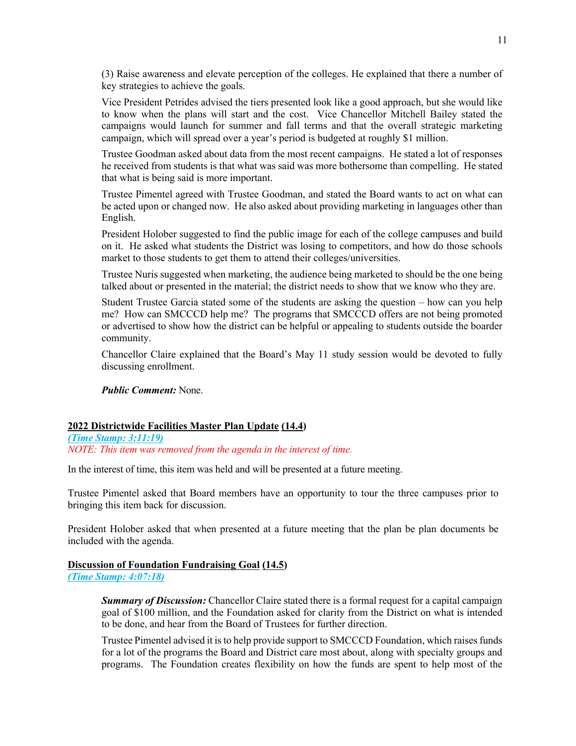(3) Raise awareness and elevate perception of the colleges. He explained that there a number of key strategies to achieve the goals.

Vice President Petrides advised the tiers presented look like a good approach, but she would like to know when the plans will start and the cost. Vice Chancellor Mitchell Bailey stated the campaigns would launch for summer and fall terms and that the overall strategic marketing campaign, which will spread over a year's period is budgeted at roughly $1 million.

Trustee Goodman asked about data from the most recent campaigns. He stated a lot of responses he received from students is that what was said was more bothersome than compelling. He stated that what is being said is more important.

Trustee Pimentel agreed with Trustee Goodman, and stated the Board wants to act on what can be acted upon or changed now. He also asked about providing marketing in languages other than English.

President Holober suggested to find the public image for each of the college campuses and build on it. He asked what students the District was losing to competitors, and how do those schools market to those students to get them to attend their colleges/universities.

Trustee Nuris suggested when marketing, the audience being marketed to should be the one being talked about or presented in the material; the district needs to show that we know who they are.

Student Trustee Garcia stated some of the students are asking the question – how can you help me? How can SMCCCD help me? The programs that SMCCCD offers are not being promoted or advertised to show how the district can be helpful or appealing to students outside the boarder community.

Chancellor Claire explained that the Board's May 11 study session would be devoted to fully discussing enrollment.

***Public Comment:*** None.

**2022 Districtwide Facilities Master Plan Update (14.4)**

*(Time Stamp: 3:11:19)*

*NOTE: This item was removed from the agenda in the interest of time.*

In the interest of time, this item was held and will be presented at a future meeting.

Trustee Pimentel asked that Board members have an opportunity to tour the three campuses prior to bringing this item back for discussion.

President Holober asked that when presented at a future meeting that the plan be plan documents be included with the agenda.

**Discussion of Foundation Fundraising Goal (14.5)**

*(Time Stamp: 4:07:18)*

***Summary of Discussion:*** Chancellor Claire stated there is a formal request for a capital campaign goal of $100 million, and the Foundation asked for clarity from the District on what is intended to be done, and hear from the Board of Trustees for further direction.

Trustee Pimentel advised it is to help provide support to SMCCCD Foundation, which raises funds for a lot of the programs the Board and District care most about, along with specialty groups and programs. The Foundation creates flexibility on how the funds are spent to help most of the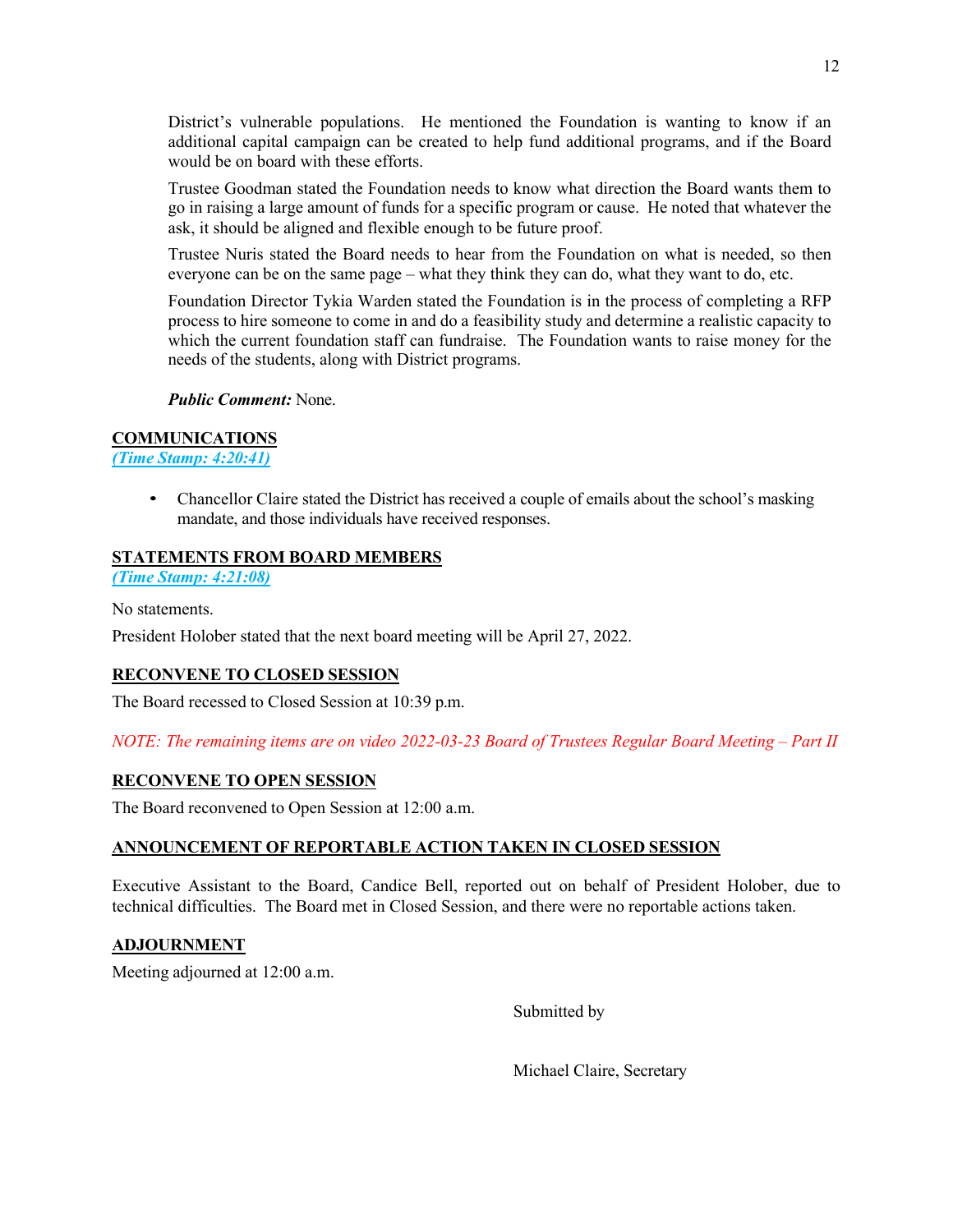District's vulnerable populations. He mentioned the Foundation is wanting to know if an additional capital campaign can be created to help fund additional programs, and if the Board would be on board with these efforts.

Trustee Goodman stated the Foundation needs to know what direction the Board wants them to go in raising a large amount of funds for a specific program or cause. He noted that whatever the ask, it should be aligned and flexible enough to be future proof.

Trustee Nuris stated the Board needs to hear from the Foundation on what is needed, so then everyone can be on the same page – what they think they can do, what they want to do, etc.

Foundation Director Tykia Warden stated the Foundation is in the process of completing a RFP process to hire someone to come in and do a feasibility study and determine a realistic capacity to which the current foundation staff can fundraise. The Foundation wants to raise money for the needs of the students, along with District programs.

***Public Comment:*** None.

## COMMUNICATIONS

*(Time Stamp: 4:20:41)*

- Chancellor Claire stated the District has received a couple of emails about the school's masking mandate, and those individuals have received responses.

## STATEMENTS FROM BOARD MEMBERS

*(Time Stamp: 4:21:08)*

No statements.

President Holober stated that the next board meeting will be April 27, 2022.

## RECONVENE TO CLOSED SESSION

The Board recessed to Closed Session at 10:39 p.m.

*NOTE: The remaining items are on video 2022-03-23 Board of Trustees Regular Board Meeting – Part II*

## RECONVENE TO OPEN SESSION

The Board reconvened to Open Session at 12:00 a.m.

## ANNOUNCEMENT OF REPORTABLE ACTION TAKEN IN CLOSED SESSION

Executive Assistant to the Board, Candice Bell, reported out on behalf of President Holober, due to technical difficulties. The Board met in Closed Session, and there were no reportable actions taken.

## ADJOURNMENT

Meeting adjourned at 12:00 a.m.

Submitted by

Michael Claire, Secretary